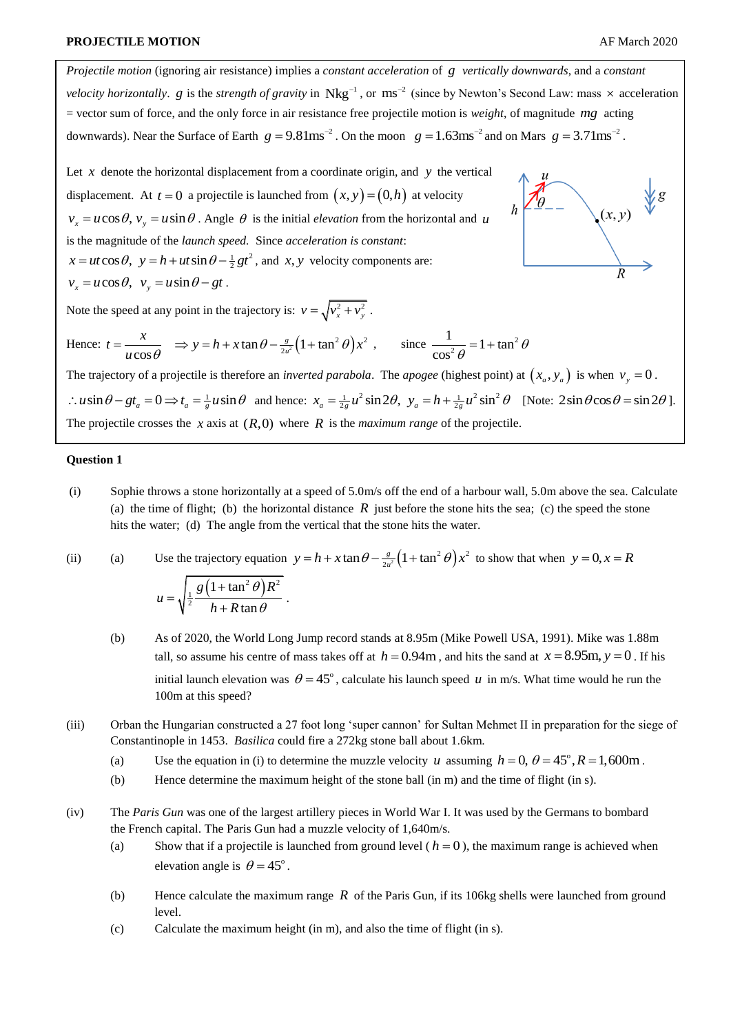**PROJECTILE MOTION**

*Projectile motion* (ignoring air resistance) implies a *constant acceleration* of $g$ *vertically downwards*, and a *constant velocity horizontally*. $g$ is the *strength of gravity* in $\text{Nkg}^{-1}$, or $\text{ms}^{-2}$ (since by Newton's Second Law: mass $\times$ acceleration = vector sum of force, and the only force in air resistance free projectile motion is *weight*, of magnitude $mg$ acting downwards). Near the Surface of Earth $g = 9.81\text{ms}^{-2}$. On the moon $g = 1.63\text{ms}^{-2}$ and on Mars $g = 3.71\text{ms}^{-2}$.

Let $x$ denote the horizontal displacement from a coordinate origin, and $y$ the vertical displacement. At $t = 0$ a projectile is launched from $(x, y) = (0, h)$ at velocity $v_x = u\cos\theta,\ v_y = u\sin\theta$. Angle $\theta$ is the initial *elevation* from the horizontal and $u$ is the magnitude of the *launch speed*. Since *acceleration is constant*:

$x = ut\cos\theta,\ y = h + ut\sin\theta - \frac{1}{2}gt^2$, and $x, y$ velocity components are:

$v_x = u\cos\theta,\ v_y = u\sin\theta - gt$.

Note the speed at any point in the trajectory is: $v = \sqrt{v_x^2 + v_y^2}$.

Hence: $t = \dfrac{x}{u\cos\theta} \Rightarrow y = h + x\tan\theta - \frac{g}{2u^2}\left(1+\tan^2\theta\right)x^2$, since $\dfrac{1}{\cos^2\theta} = 1 + \tan^2\theta$

The trajectory of a projectile is therefore an *inverted parabola*. The *apogee* (highest point) at $(x_a, y_a)$ is when $v_y = 0$.

$\therefore u\sin\theta - gt_a = 0 \Rightarrow t_a = \frac{1}{g}u\sin\theta$ and hence: $x_a = \frac{1}{2g}u^2\sin 2\theta,\ y_a = h + \frac{1}{2g}u^2\sin^2\theta$ [Note: $2\sin\theta\cos\theta = \sin 2\theta$].

The projectile crosses the $x$ axis at $(R, 0)$ where $R$ is the *maximum range* of the projectile.

**Question 1**

(i) Sophie throws a stone horizontally at a speed of 5.0m/s off the end of a harbour wall, 5.0m above the sea. Calculate (a) the time of flight; (b) the horizontal distance $R$ just before the stone hits the sea; (c) the speed the stone hits the water; (d) The angle from the vertical that the stone hits the water.

(ii) (a) Use the trajectory equation $y = h + x\tan\theta - \frac{g}{2u^2}\left(1+\tan^2\theta\right)x^2$ to show that when $y = 0, x = R$

$$u = \sqrt{\frac{1}{2}\frac{g\left(1+\tan^2\theta\right)R^2}{h + R\tan\theta}}.$$

(b) As of 2020, the World Long Jump record stands at 8.95m (Mike Powell USA, 1991). Mike was 1.88m tall, so assume his centre of mass takes off at $h = 0.94\text{m}$, and hits the sand at $x = 8.95\text{m}, y = 0$. If his initial launch elevation was $\theta = 45^\circ$, calculate his launch speed $u$ in m/s. What time would he run the 100m at this speed?

(iii) Orban the Hungarian constructed a 27 foot long 'super cannon' for Sultan Mehmet II in preparation for the siege of Constantinople in 1453. *Basilica* could fire a 272kg stone ball about 1.6km.

(a) Use the equation in (i) to determine the muzzle velocity $u$ assuming $h = 0,\ \theta = 45^\circ, R = 1{,}600\text{m}$.

(b) Hence determine the maximum height of the stone ball (in m) and the time of flight (in s).

(iv) The *Paris Gun* was one of the largest artillery pieces in World War I. It was used by the Germans to bombard the French capital. The Paris Gun had a muzzle velocity of 1,640m/s.

(a) Show that if a projectile is launched from ground level ($h = 0$), the maximum range is achieved when elevation angle is $\theta = 45^\circ$.

(b) Hence calculate the maximum range $R$ of the Paris Gun, if its 106kg shells were launched from ground level.

(c) Calculate the maximum height (in m), and also the time of flight (in s).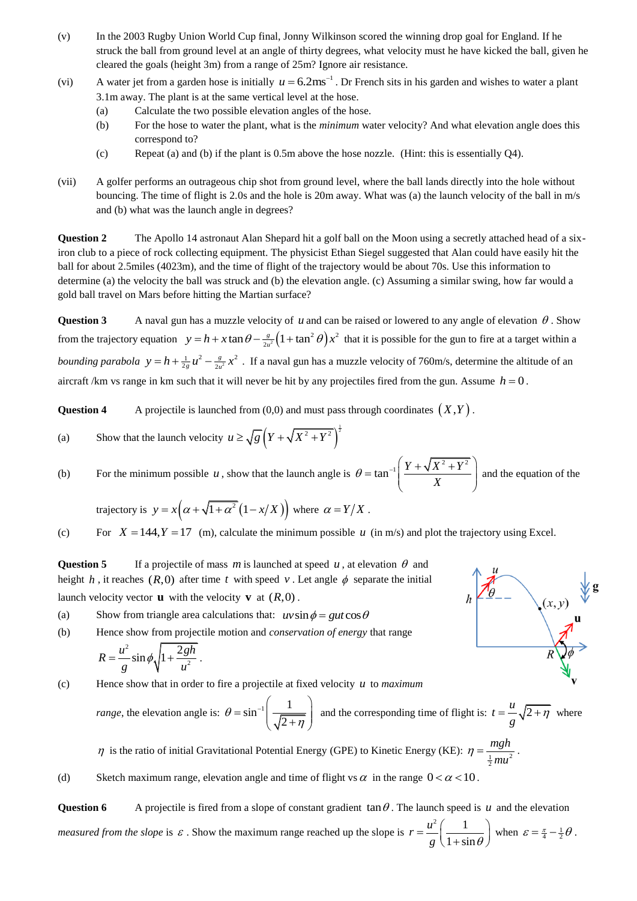(v) In the 2003 Rugby Union World Cup final, Jonny Wilkinson scored the winning drop goal for England. If he struck the ball from ground level at an angle of thirty degrees, what velocity must he have kicked the ball, given he cleared the goals (height 3m) from a range of 25m? Ignore air resistance.

(vi) A water jet from a garden hose is initially $u = 6.2\text{ms}^{-1}$. Dr French sits in his garden and wishes to water a plant 3.1m away. The plant is at the same vertical level at the hose.

- (a) Calculate the two possible elevation angles of the hose.
- (b) For the hose to water the plant, what is the *minimum* water velocity? And what elevation angle does this correspond to?
- (c) Repeat (a) and (b) if the plant is 0.5m above the hose nozzle. (Hint: this is essentially Q4).

(vii) A golfer performs an outrageous chip shot from ground level, where the ball lands directly into the hole without bouncing. The time of flight is 2.0s and the hole is 20m away. What was (a) the launch velocity of the ball in m/s and (b) what was the launch angle in degrees?

**Question 2** The Apollo 14 astronaut Alan Shepard hit a golf ball on the Moon using a secretly attached head of a six-iron club to a piece of rock collecting equipment. The physicist Ethan Siegel suggested that Alan could have easily hit the ball for about 2.5miles (4023m), and the time of flight of the trajectory would be about 70s. Use this information to determine (a) the velocity the ball was struck and (b) the elevation angle. (c) Assuming a similar swing, how far would a gold ball travel on Mars before hitting the Martian surface?

**Question 3** A naval gun has a muzzle velocity of $u$ and can be raised or lowered to any angle of elevation $\theta$. Show from the trajectory equation $y = h + x\tan\theta - \frac{g}{2u^2}\left(1+\tan^2\theta\right)x^2$ that it is possible for the gun to fire at a target within a *bounding parabola* $y = h + \frac{1}{2g}u^2 - \frac{g}{2u^2}x^2$. If a naval gun has a muzzle velocity of 760m/s, determine the altitude of an aircraft /km vs range in km such that it will never be hit by any projectiles fired from the gun. Assume $h = 0$.

**Question 4** A projectile is launched from (0,0) and must pass through coordinates $(X, Y)$.

(a) Show that the launch velocity $u \geq \sqrt{g}\left(Y + \sqrt{X^2+Y^2}\right)^{\frac{1}{2}}$

(b) For the minimum possible $u$, show that the launch angle is $\theta = \tan^{-1}\left(\frac{Y+\sqrt{X^2+Y^2}}{X}\right)$ and the equation of the trajectory is $y = x\left(\alpha + \sqrt{1+\alpha^2}\left(1 - x/X\right)\right)$ where $\alpha = Y/X$.

(c) For $X = 144, Y = 17$ (m), calculate the minimum possible $u$ (in m/s) and plot the trajectory using Excel.

**Question 5** If a projectile of mass $m$ is launched at speed $u$, at elevation $\theta$ and height $h$, it reaches $(R, 0)$ after time $t$ with speed $v$. Let angle $\phi$ separate the initial launch velocity vector $\mathbf{u}$ with the velocity $\mathbf{v}$ at $(R, 0)$.

(a) Show from triangle area calculations that: $uv\sin\phi = gut\cos\theta$

(b) Hence show from projectile motion and *conservation of energy* that range $R = \frac{u^2}{g}\sin\phi\sqrt{1+\frac{2gh}{u^2}}$.

(c) Hence show that in order to fire a projectile at fixed velocity $u$ to *maximum range*, the elevation angle is: $\theta = \sin^{-1}\left(\frac{1}{\sqrt{2+\eta}}\right)$ and the corresponding time of flight is: $t = \frac{u}{g}\sqrt{2+\eta}$ where $\eta$ is the ratio of initial Gravitational Potential Energy (GPE) to Kinetic Energy (KE): $\eta = \frac{mgh}{\frac{1}{2}mu^2}$.

(d) Sketch maximum range, elevation angle and time of flight vs $\alpha$ in the range $0 < \alpha < 10$.

**Question 6** A projectile is fired from a slope of constant gradient $\tan\theta$. The launch speed is $u$ and the elevation *measured from the slope* is $\varepsilon$. Show the maximum range reached up the slope is $r = \frac{u^2}{g}\left(\frac{1}{1+\sin\theta}\right)$ when $\varepsilon = \frac{\pi}{4} - \frac{1}{2}\theta$.